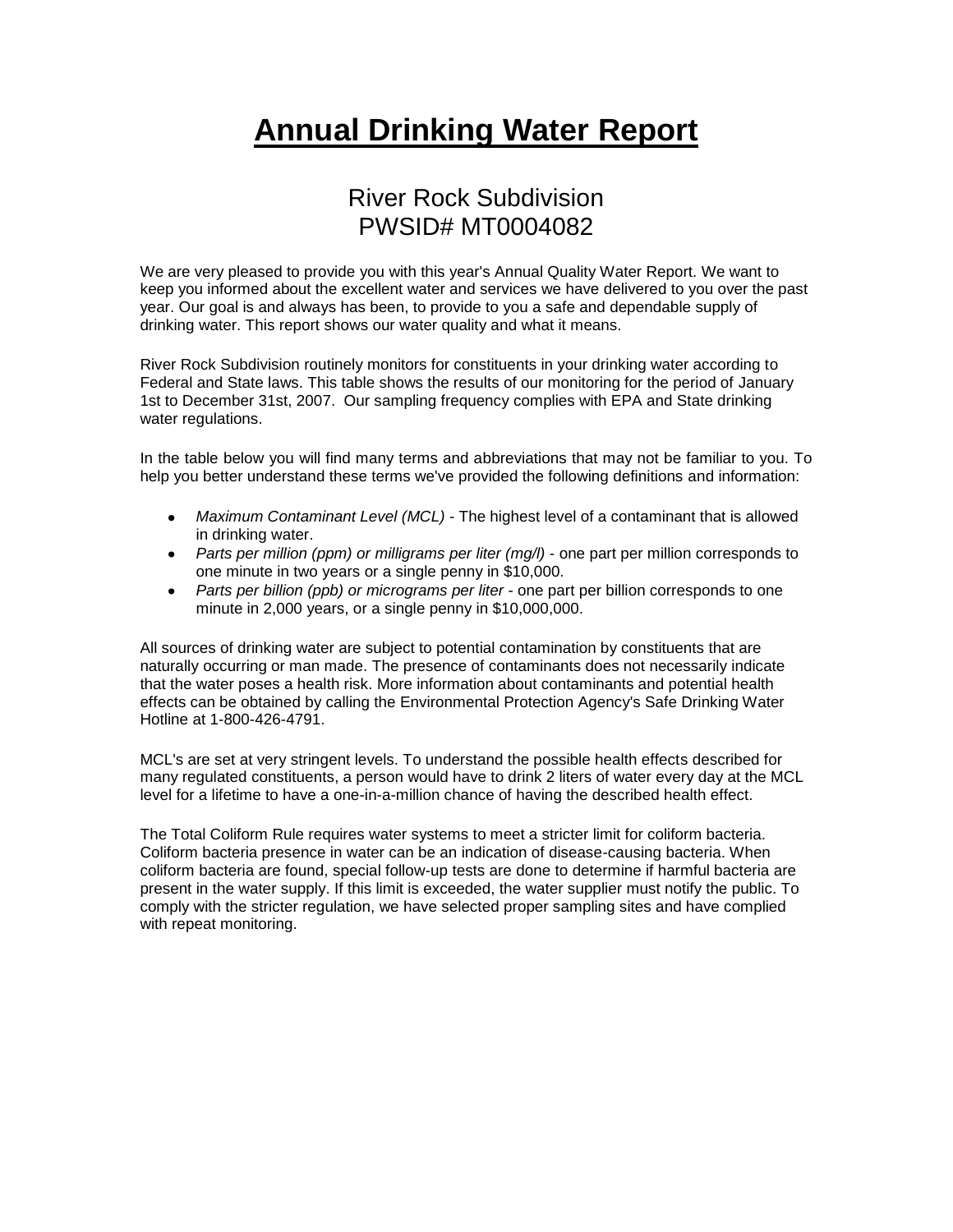# Annual Drinking Water Report

## River Rock Subdivision
## PWSID# MT0004082

We are very pleased to provide you with this year's Annual Quality Water Report. We want to keep you informed about the excellent water and services we have delivered to you over the past year. Our goal is and always has been, to provide to you a safe and dependable supply of drinking water. This report shows our water quality and what it means.

River Rock Subdivision routinely monitors for constituents in your drinking water according to Federal and State laws. This table shows the results of our monitoring for the period of January 1st to December 31st, 2007. Our sampling frequency complies with EPA and State drinking water regulations.

In the table below you will find many terms and abbreviations that may not be familiar to you. To help you better understand these terms we've provided the following definitions and information:

- *Maximum Contaminant Level (MCL)* - The highest level of a contaminant that is allowed in drinking water.
- *Parts per million (ppm) or milligrams per liter (mg/l)* - one part per million corresponds to one minute in two years or a single penny in $10,000.
- *Parts per billion (ppb) or micrograms per liter* - one part per billion corresponds to one minute in 2,000 years, or a single penny in $10,000,000.

All sources of drinking water are subject to potential contamination by constituents that are naturally occurring or man made. The presence of contaminants does not necessarily indicate that the water poses a health risk. More information about contaminants and potential health effects can be obtained by calling the Environmental Protection Agency's Safe Drinking Water Hotline at 1-800-426-4791.

MCL's are set at very stringent levels. To understand the possible health effects described for many regulated constituents, a person would have to drink 2 liters of water every day at the MCL level for a lifetime to have a one-in-a-million chance of having the described health effect.

The Total Coliform Rule requires water systems to meet a stricter limit for coliform bacteria. Coliform bacteria presence in water can be an indication of disease-causing bacteria. When coliform bacteria are found, special follow-up tests are done to determine if harmful bacteria are present in the water supply. If this limit is exceeded, the water supplier must notify the public. To comply with the stricter regulation, we have selected proper sampling sites and have complied with repeat monitoring.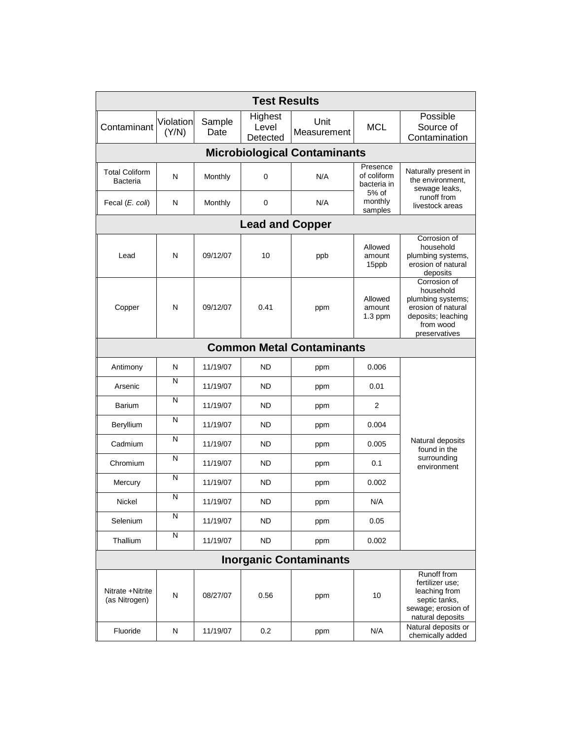| Test Results | | | | | | |
|---|---|---|---|---|---|---|
| Contaminant | Violation (Y/N) | Sample Date | Highest Level Detected | Unit Measurement | MCL | Possible Source of Contamination |
| **Microbiological Contaminants** | | | | | | |
| Total Coliform Bacteria | N | Monthly | 0 | N/A | Presence of coliform bacteria in 5% of monthly samples | Naturally present in the environment, sewage leaks, runoff from livestock areas |
| Fecal (*E. coli*) | N | Monthly | 0 | N/A | | |
| **Lead and Copper** | | | | | | |
| Lead | N | 09/12/07 | 10 | ppb | Allowed amount 15ppb | Corrosion of household plumbing systems, erosion of natural deposits |
| Copper | N | 09/12/07 | 0.41 | ppm | Allowed amount 1.3 ppm | Corrosion of household plumbing systems; erosion of natural deposits; leaching from wood preservatives |
| **Common Metal Contaminants** | | | | | | |
| Antimony | N | 11/19/07 | ND | ppm | 0.006 | Natural deposits found in the surrounding environment |
| Arsenic | N | 11/19/07 | ND | ppm | 0.01 | |
| Barium | N | 11/19/07 | ND | ppm | 2 | |
| Beryllium | N | 11/19/07 | ND | ppm | 0.004 | |
| Cadmium | N | 11/19/07 | ND | ppm | 0.005 | |
| Chromium | N | 11/19/07 | ND | ppm | 0.1 | |
| Mercury | N | 11/19/07 | ND | ppm | 0.002 | |
| Nickel | N | 11/19/07 | ND | ppm | N/A | |
| Selenium | N | 11/19/07 | ND | ppm | 0.05 | |
| Thallium | N | 11/19/07 | ND | ppm | 0.002 | |
| **Inorganic Contaminants** | | | | | | |
| Nitrate +Nitrite (as Nitrogen) | N | 08/27/07 | 0.56 | ppm | 10 | Runoff from fertilizer use; leaching from septic tanks, sewage; erosion of natural deposits |
| Fluoride | N | 11/19/07 | 0.2 | ppm | N/A | Natural deposits or chemically added |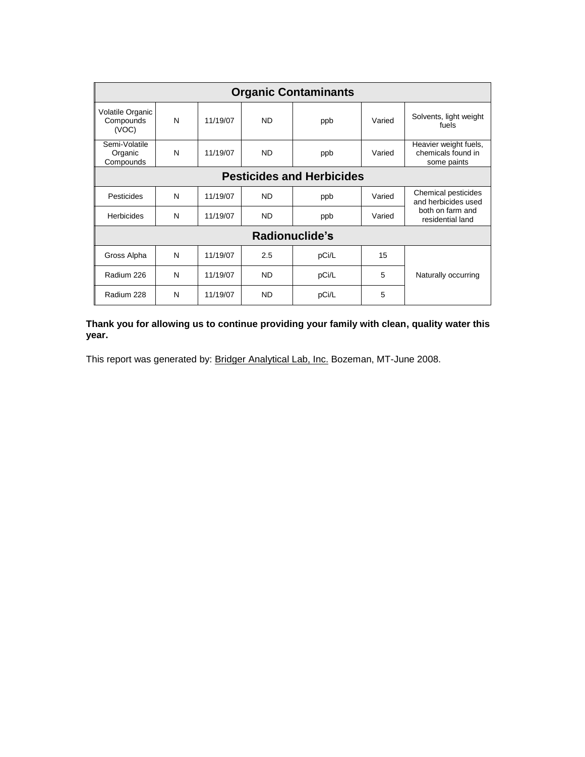| | | | | | | |
|---|---|---|---|---|---|---|
| **Organic Contaminants** | | | | | | |
| Volatile Organic Compounds (VOC) | N | 11/19/07 | ND | ppb | Varied | Solvents, light weight fuels |
| Semi-Volatile Organic Compounds | N | 11/19/07 | ND | ppb | Varied | Heavier weight fuels, chemicals found in some paints |
| **Pesticides and Herbicides** | | | | | | |
| Pesticides | N | 11/19/07 | ND | ppb | Varied | Chemical pesticides and herbicides used both on farm and residential land |
| Herbicides | N | 11/19/07 | ND | ppb | Varied | |
| **Radionuclide's** | | | | | | |
| Gross Alpha | N | 11/19/07 | 2.5 | pCi/L | 15 | Naturally occurring |
| Radium 226 | N | 11/19/07 | ND | pCi/L | 5 | |
| Radium 228 | N | 11/19/07 | ND | pCi/L | 5 | |

**Thank you for allowing us to continue providing your family with clean, quality water this year.**

This report was generated by: Bridger Analytical Lab, Inc. Bozeman, MT-June 2008.